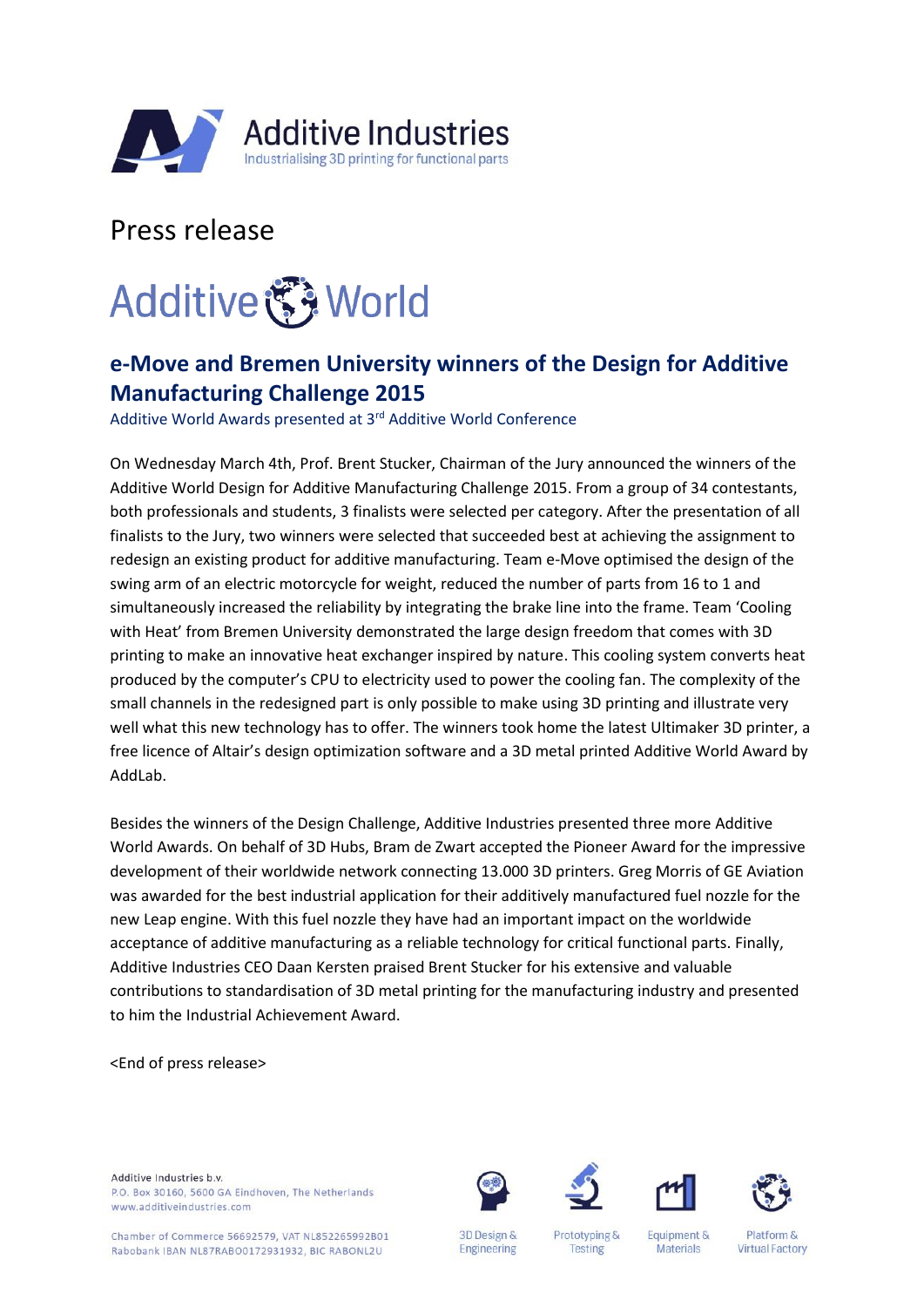Additive Industries

Industrialising 3D printing for functional parts

# Press release

Additive World

## e-Move and Bremen University winners of the Design for Additive Manufacturing Challenge 2015

Additive World Awards presented at 3rd Additive World Conference

On Wednesday March 4th, Prof. Brent Stucker, Chairman of the Jury announced the winners of the Additive World Design for Additive Manufacturing Challenge 2015. From a group of 34 contestants, both professionals and students, 3 finalists were selected per category. After the presentation of all finalists to the Jury, two winners were selected that succeeded best at achieving the assignment to redesign an existing product for additive manufacturing. Team e-Move optimised the design of the swing arm of an electric motorcycle for weight, reduced the number of parts from 16 to 1 and simultaneously increased the reliability by integrating the brake line into the frame. Team 'Cooling with Heat' from Bremen University demonstrated the large design freedom that comes with 3D printing to make an innovative heat exchanger inspired by nature. This cooling system converts heat produced by the computer's CPU to electricity used to power the cooling fan. The complexity of the small channels in the redesigned part is only possible to make using 3D printing and illustrate very well what this new technology has to offer. The winners took home the latest Ultimaker 3D printer, a free licence of Altair's design optimization software and a 3D metal printed Additive World Award by AddLab.

Besides the winners of the Design Challenge, Additive Industries presented three more Additive World Awards. On behalf of 3D Hubs, Bram de Zwart accepted the Pioneer Award for the impressive development of their worldwide network connecting 13.000 3D printers. Greg Morris of GE Aviation was awarded for the best industrial application for their additively manufactured fuel nozzle for the new Leap engine. With this fuel nozzle they have had an important impact on the worldwide acceptance of additive manufacturing as a reliable technology for critical functional parts. Finally, Additive Industries CEO Daan Kersten praised Brent Stucker for his extensive and valuable contributions to standardisation of 3D metal printing for the manufacturing industry and presented to him the Industrial Achievement Award.

<End of press release>

Additive Industries b.v.
P.O. Box 30160, 5600 GA Eindhoven, The Netherlands
www.additiveindustries.com

Chamber of Commerce 56692579, VAT NL852265992B01
Rabobank IBAN NL87RABO0172931932, BIC RABONL2U

3D Design & Engineering | Prototyping & Testing | Equipment & Materials | Platform & Virtual Factory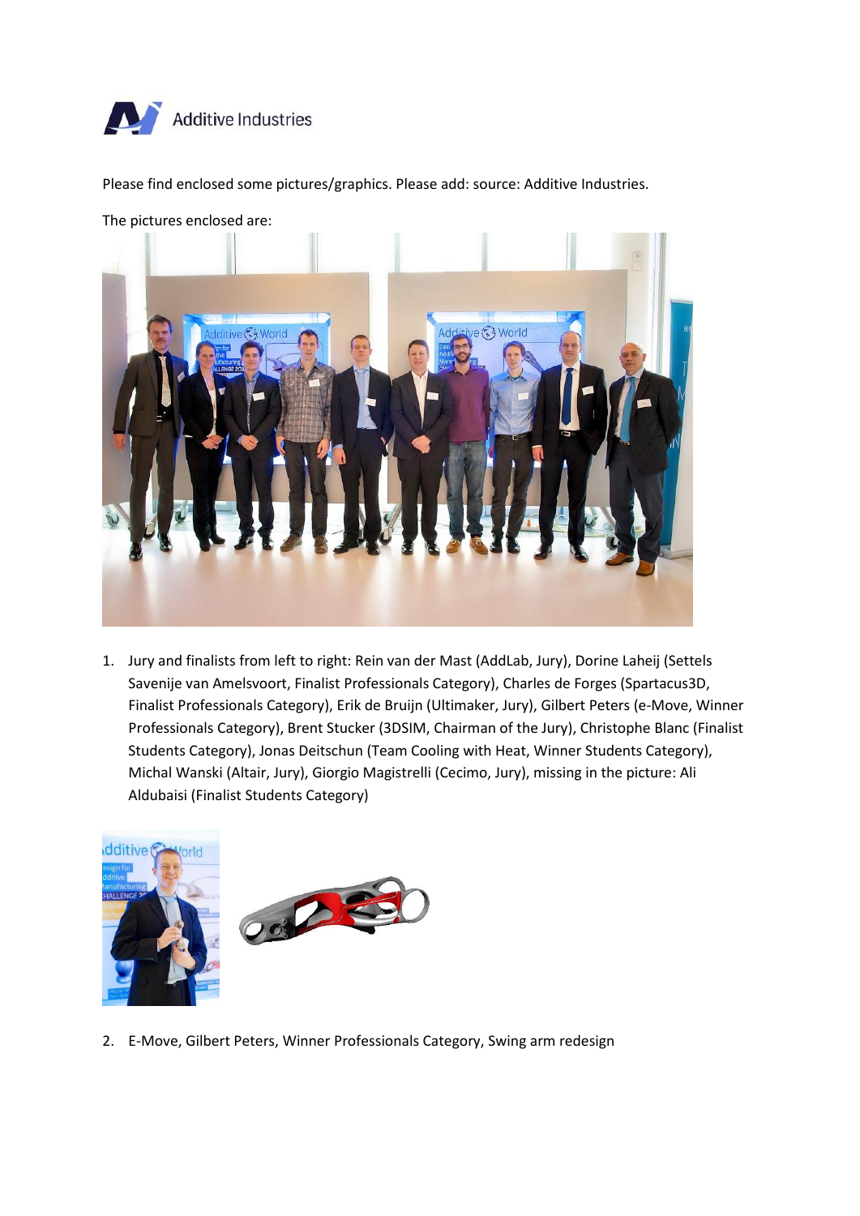Please find enclosed some pictures/graphics. Please add: source: Additive Industries.

The pictures enclosed are:

1. Jury and finalists from left to right: Rein van der Mast (AddLab, Jury), Dorine Laheij (Settels Savenije van Amelsvoort, Finalist Professionals Category), Charles de Forges (Spartacus3D, Finalist Professionals Category), Erik de Bruijn (Ultimaker, Jury), Gilbert Peters (e-Move, Winner Professionals Category), Brent Stucker (3DSIM, Chairman of the Jury), Christophe Blanc (Finalist Students Category), Jonas Deitschun (Team Cooling with Heat, Winner Students Category), Michal Wanski (Altair, Jury), Giorgio Magistrelli (Cecimo, Jury), missing in the picture: Ali Aldubaisi (Finalist Students Category)

2. E-Move, Gilbert Peters, Winner Professionals Category, Swing arm redesign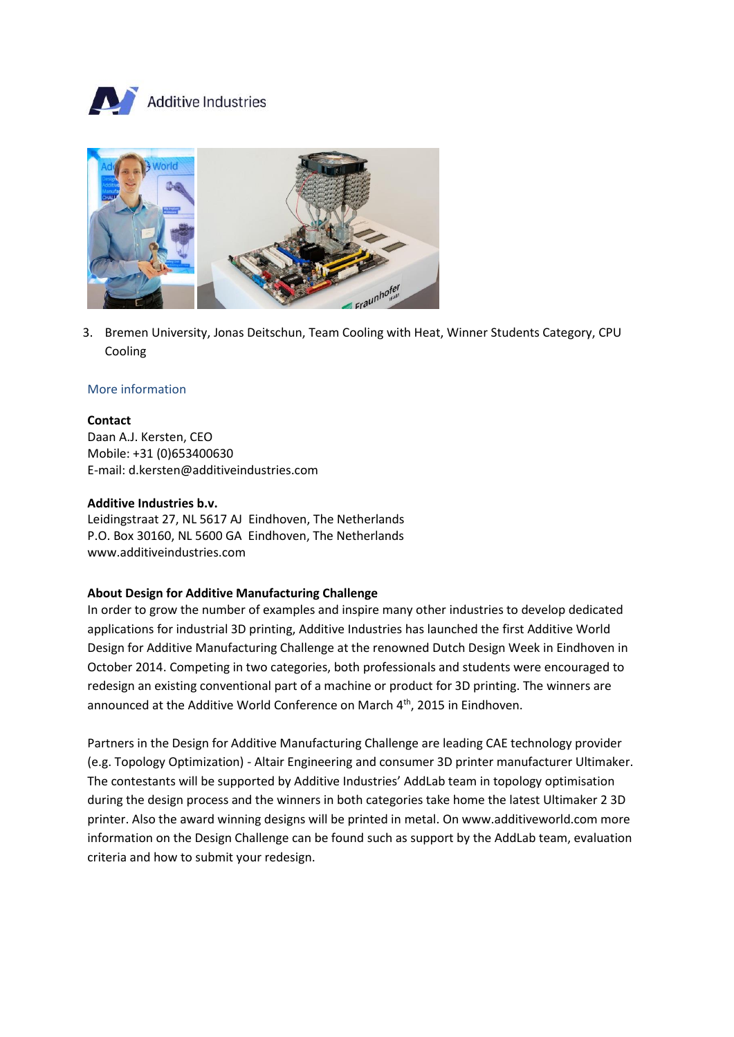3. Bremen University, Jonas Deitschun, Team Cooling with Heat, Winner Students Category, CPU Cooling

More information

**Contact**
Daan A.J. Kersten, CEO
Mobile: +31 (0)653400630
E-mail: d.kersten@additiveindustries.com

**Additive Industries b.v.**
Leidingstraat 27, NL 5617 AJ Eindhoven, The Netherlands
P.O. Box 30160, NL 5600 GA Eindhoven, The Netherlands
www.additiveindustries.com

**About Design for Additive Manufacturing Challenge**
In order to grow the number of examples and inspire many other industries to develop dedicated applications for industrial 3D printing, Additive Industries has launched the first Additive World Design for Additive Manufacturing Challenge at the renowned Dutch Design Week in Eindhoven in October 2014. Competing in two categories, both professionals and students were encouraged to redesign an existing conventional part of a machine or product for 3D printing. The winners are announced at the Additive World Conference on March 4th, 2015 in Eindhoven.

Partners in the Design for Additive Manufacturing Challenge are leading CAE technology provider (e.g. Topology Optimization) - Altair Engineering and consumer 3D printer manufacturer Ultimaker. The contestants will be supported by Additive Industries' AddLab team in topology optimisation during the design process and the winners in both categories take home the latest Ultimaker 2 3D printer. Also the award winning designs will be printed in metal. On www.additiveworld.com more information on the Design Challenge can be found such as support by the AddLab team, evaluation criteria and how to submit your redesign.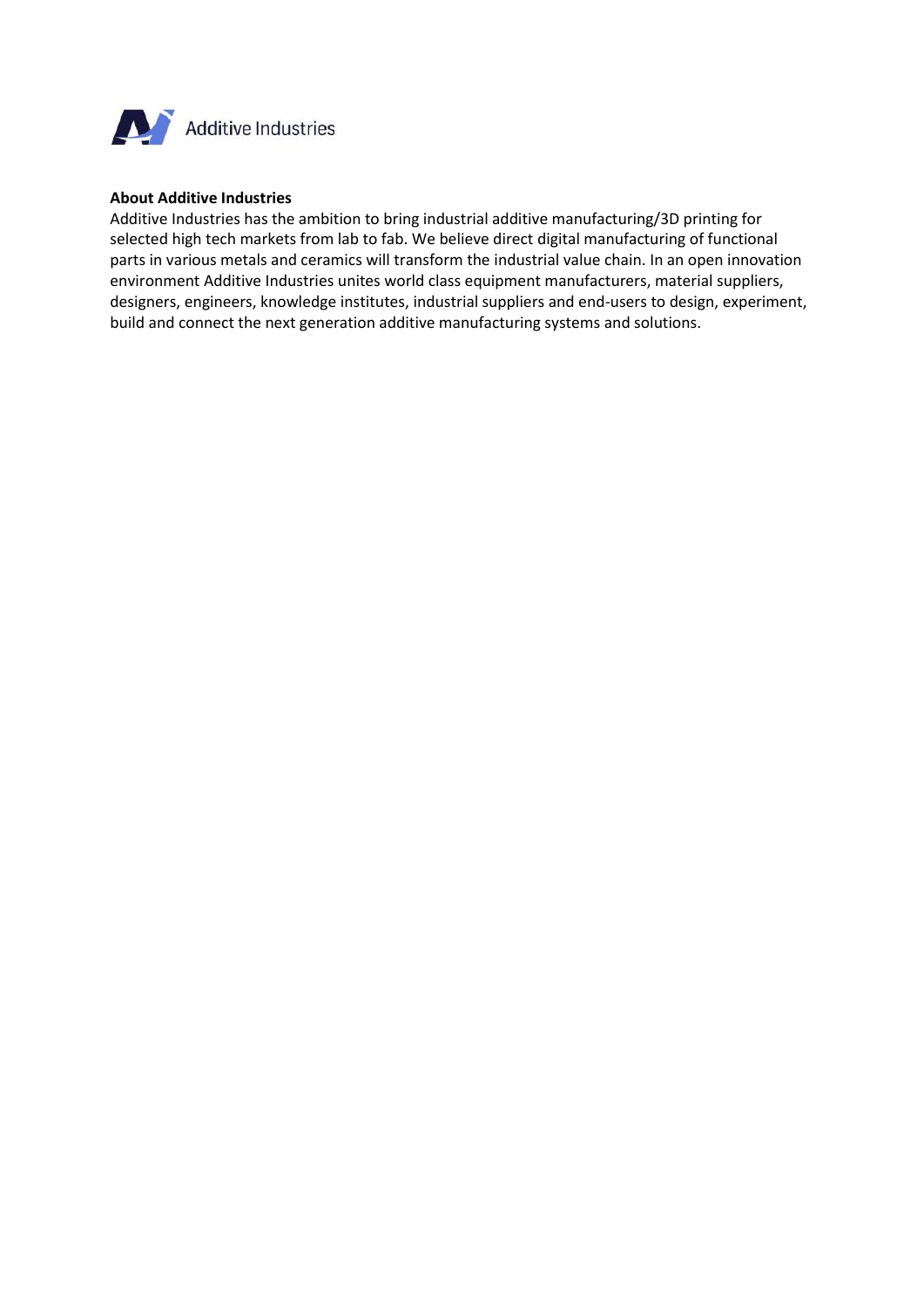**About Additive Industries**

Additive Industries has the ambition to bring industrial additive manufacturing/3D printing for selected high tech markets from lab to fab. We believe direct digital manufacturing of functional parts in various metals and ceramics will transform the industrial value chain. In an open innovation environment Additive Industries unites world class equipment manufacturers, material suppliers, designers, engineers, knowledge institutes, industrial suppliers and end-users to design, experiment, build and connect the next generation additive manufacturing systems and solutions.